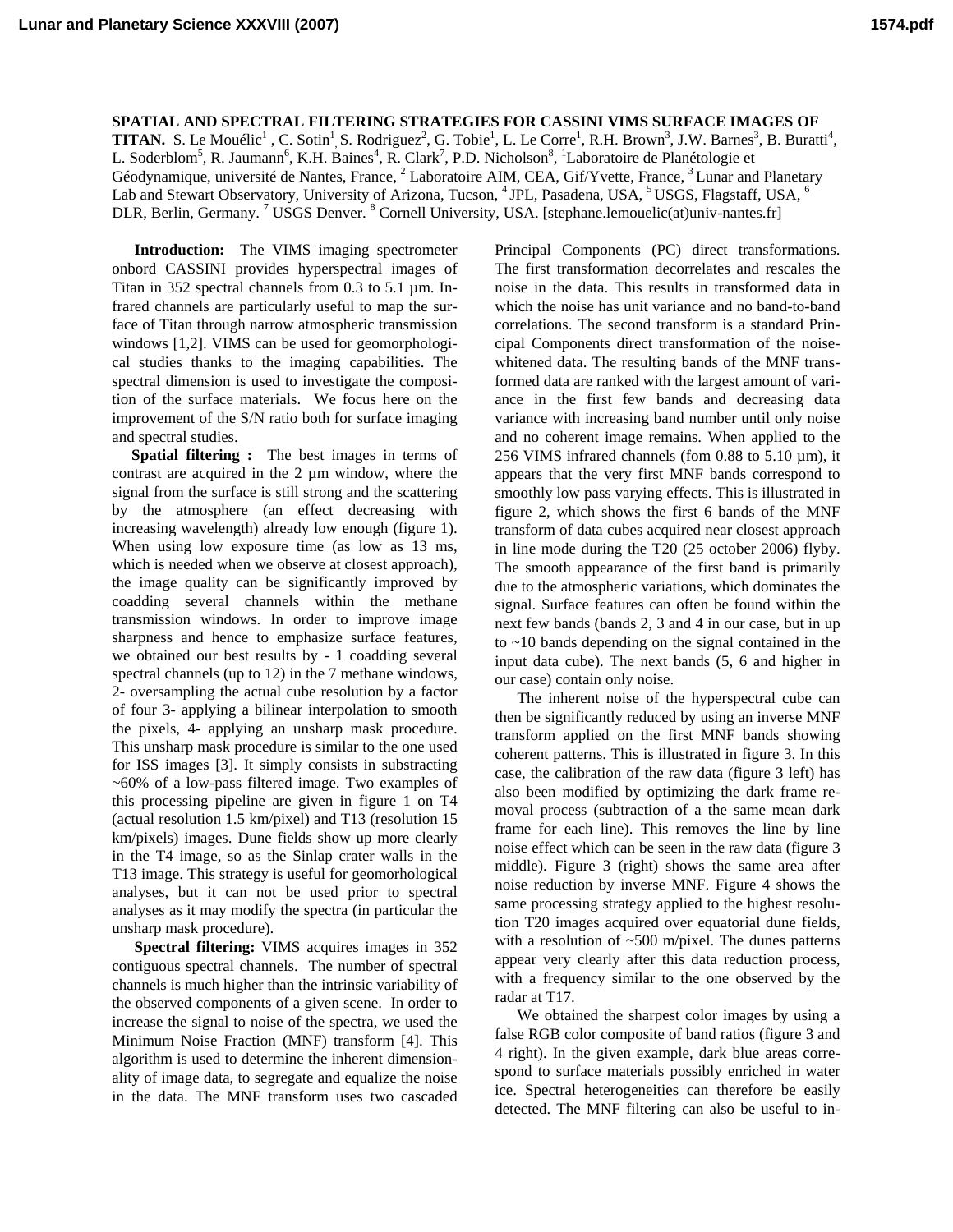# SPATIAL AND SPECTRAL FILTERING STRATEGIES FOR CASSINI VIMS SURFACE IMAGES OF TITAN.

S. Le Mouélic[1], C. Sotin[1], S. Rodriguez[2], G. Tobie[1], L. Le Corre[1], R.H. Brown[3], J.W. Barnes[3], B. Buratti[4], L. Soderblom[5], R. Jaumann[6], K.H. Baines[4], R. Clark[7], P.D. Nicholson[8], [1]Laboratoire de Planétologie et Géodynamique, université de Nantes, France, [2] Laboratoire AIM, CEA, Gif/Yvette, France, [3] Lunar and Planetary Lab and Stewart Observatory, University of Arizona, Tucson, [4] JPL, Pasadena, USA, [5] USGS, Flagstaff, USA, [6] DLR, Berlin, Germany. [7] USGS Denver. [8] Cornell University, USA. [stephane.lemouelic(at)univ-nantes.fr]

**Introduction:** The VIMS imaging spectrometer onbord CASSINI provides hyperspectral images of Titan in 352 spectral channels from 0.3 to 5.1 µm. Infrared channels are particularly useful to map the surface of Titan through narrow atmospheric transmission windows [1,2]. VIMS can be used for geomorphological studies thanks to the imaging capabilities. The spectral dimension is used to investigate the composition of the surface materials. We focus here on the improvement of the S/N ratio both for surface imaging and spectral studies.

**Spatial filtering :** The best images in terms of contrast are acquired in the 2 µm window, where the signal from the surface is still strong and the scattering by the atmosphere (an effect decreasing with increasing wavelength) already low enough (figure 1). When using low exposure time (as low as 13 ms, which is needed when we observe at closest approach), the image quality can be significantly improved by coadding several channels within the methane transmission windows. In order to improve image sharpness and hence to emphasize surface features, we obtained our best results by - 1 coadding several spectral channels (up to 12) in the 7 methane windows, 2- oversampling the actual cube resolution by a factor of four 3- applying a bilinear interpolation to smooth the pixels, 4- applying an unsharp mask procedure. This unsharp mask procedure is similar to the one used for ISS images [3]. It simply consists in substracting ~60% of a low-pass filtered image. Two examples of this processing pipeline are given in figure 1 on T4 (actual resolution 1.5 km/pixel) and T13 (resolution 15 km/pixels) images. Dune fields show up more clearly in the T4 image, so as the Sinlap crater walls in the T13 image. This strategy is useful for geomorhological analyses, but it can not be used prior to spectral analyses as it may modify the spectra (in particular the unsharp mask procedure).

**Spectral filtering:** VIMS acquires images in 352 contiguous spectral channels. The number of spectral channels is much higher than the intrinsic variability of the observed components of a given scene. In order to increase the signal to noise of the spectra, we used the Minimum Noise Fraction (MNF) transform [4]. This algorithm is used to determine the inherent dimensionality of image data, to segregate and equalize the noise in the data. The MNF transform uses two cascaded Principal Components (PC) direct transformations. The first transformation decorrelates and rescales the noise in the data. This results in transformed data in which the noise has unit variance and no band-to-band correlations. The second transform is a standard Principal Components direct transformation of the noise-whitened data. The resulting bands of the MNF transformed data are ranked with the largest amount of variance in the first few bands and decreasing data variance with increasing band number until only noise and no coherent image remains. When applied to the 256 VIMS infrared channels (fom 0.88 to 5.10 µm), it appears that the very first MNF bands correspond to smoothly low pass varying effects. This is illustrated in figure 2, which shows the first 6 bands of the MNF transform of data cubes acquired near closest approach in line mode during the T20 (25 october 2006) flyby. The smooth appearance of the first band is primarily due to the atmospheric variations, which dominates the signal. Surface features can often be found within the next few bands (bands 2, 3 and 4 in our case, but in up to ~10 bands depending on the signal contained in the input data cube). The next bands (5, 6 and higher in our case) contain only noise.

The inherent noise of the hyperspectral cube can then be significantly reduced by using an inverse MNF transform applied on the first MNF bands showing coherent patterns. This is illustrated in figure 3. In this case, the calibration of the raw data (figure 3 left) has also been modified by optimizing the dark frame removal process (subtraction of a the same mean dark frame for each line). This removes the line by line noise effect which can be seen in the raw data (figure 3 middle). Figure 3 (right) shows the same area after noise reduction by inverse MNF. Figure 4 shows the same processing strategy applied to the highest resolution T20 images acquired over equatorial dune fields, with a resolution of ~500 m/pixel. The dunes patterns appear very clearly after this data reduction process, with a frequency similar to the one observed by the radar at T17.

We obtained the sharpest color images by using a false RGB color composite of band ratios (figure 3 and 4 right). In the given example, dark blue areas correspond to surface materials possibly enriched in water ice. Spectral heterogeneities can therefore be easily detected. The MNF filtering can also be useful to in-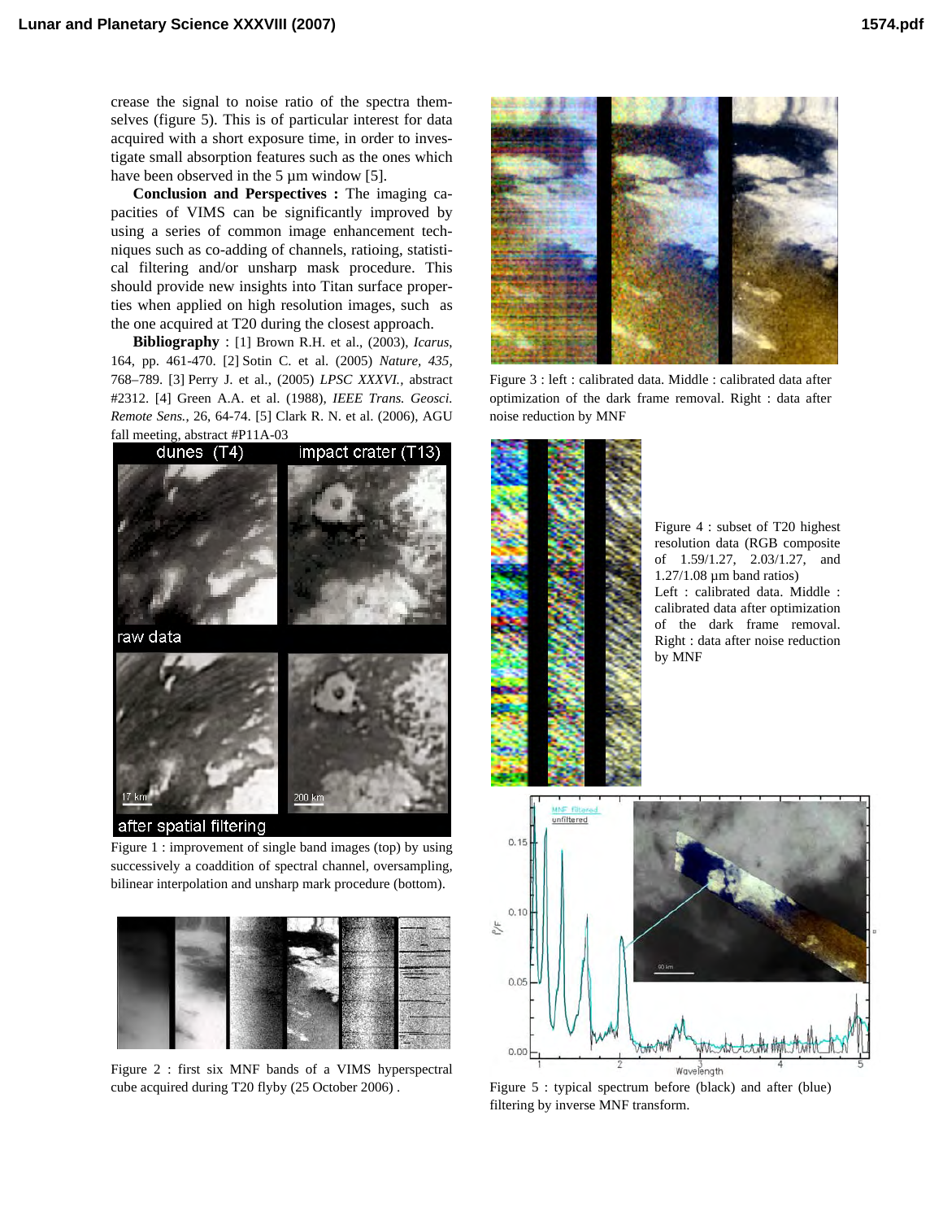crease the signal to noise ratio of the spectra themselves (figure 5). This is of particular interest for data acquired with a short exposure time, in order to investigate small absorption features such as the ones which have been observed in the 5 µm window [5].

**Conclusion and Perspectives :** The imaging capacities of VIMS can be significantly improved by using a series of common image enhancement techniques such as co-adding of channels, ratioing, statistical filtering and/or unsharp mask procedure. This should provide new insights into Titan surface properties when applied on high resolution images, such as the one acquired at T20 during the closest approach.

**Bibliography** : [1] Brown R.H. et al., (2003), *Icarus*, 164, pp. 461-470. [2] Sotin C. et al. (2005) *Nature*, *435*, 768–789. [3] Perry J. et al., (2005) *LPSC XXXVI.*, abstract #2312. [4] Green A.A. et al. (1988), *IEEE Trans. Geosci. Remote Sens.*, 26, 64-74. [5] Clark R. N. et al. (2006), AGU fall meeting, abstract #P11A-03

dunes (T4)
impact crater (T13)
raw data
17 km
200 km
after spatial filtering

Figure 1 : improvement of single band images (top) by using successively a coaddition of spectral channel, oversampling, bilinear interpolation and unsharp mark procedure (bottom).

Figure 2 : first six MNF bands of a VIMS hyperspectral cube acquired during T20 flyby (25 October 2006) .

Figure 3 : left : calibrated data. Middle : calibrated data after optimization of the dark frame removal. Right : data after noise reduction by MNF

Figure 4 : subset of T20 highest resolution data (RGB composite of 1.59/1.27, 2.03/1.27, and 1.27/1.08 µm band ratios)
Left : calibrated data. Middle : calibrated data after optimization of the dark frame removal. Right : data after noise reduction by MNF

MNF filtered
unfiltered
0.15
0.10
0.05
0.00
I/F
1
2
3
4
5
Wavelength
90 km

Figure 5 : typical spectrum before (black) and after (blue) filtering by inverse MNF transform.